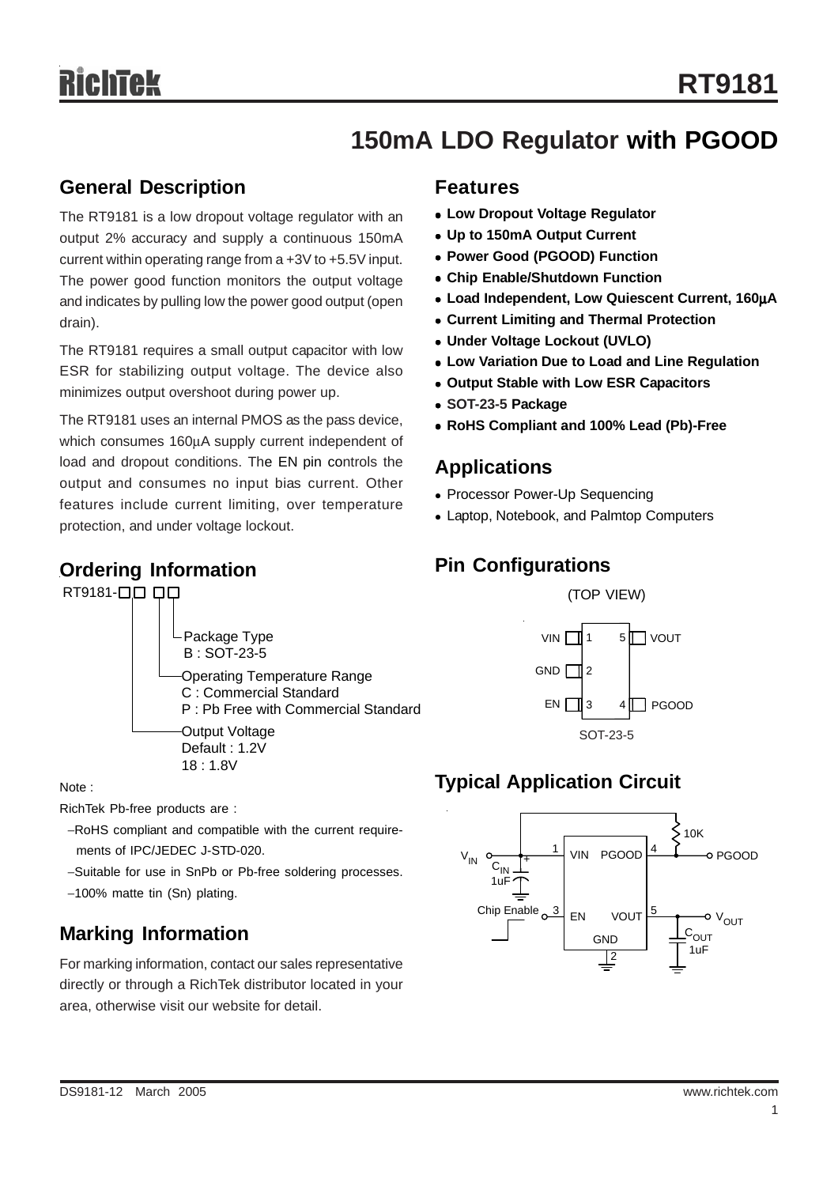# RT9181

## 150mA LDO Regulator with PGOOD

## General Description

The RT9181 is a low dropout voltage regulator with an output 2% accuracy and supply a continuous 150mA current within operating range from a +3V to +5.5V input. The power good function monitors the output voltage and indicates by pulling low the power good output (open drain).

The RT9181 requires a small output capacitor with low ESR for stabilizing output voltage. The device also minimizes output overshoot during power up.

The RT9181 uses an internal PMOS as the pass device, which consumes 160μA supply current independent of load and dropout conditions. The EN pin controls the output and consumes no input bias current. Other features include current limiting, over temperature protection, and under voltage lockout.

## Ordering Information

RT9181-□□ □□

- Package Type
  - B : SOT-23-5
- Operating Temperature Range
  - C : Commercial Standard
  - P : Pb Free with Commercial Standard
- Output Voltage
  - Default : 1.2V
  - 18 : 1.8V

Note :

RichTek Pb-free products are :

- −RoHS compliant and compatible with the current requirements of IPC/JEDEC J-STD-020.
- −Suitable for use in SnPb or Pb-free soldering processes.
- −100% matte tin (Sn) plating.

## Marking Information

For marking information, contact our sales representative directly or through a RichTek distributor located in your area, otherwise visit our website for detail.

## Features

- **Low Dropout Voltage Regulator**
- **Up to 150mA Output Current**
- **Power Good (PGOOD) Function**
- **Chip Enable/Shutdown Function**
- **Load Independent, Low Quiescent Current, 160μA**
- **Current Limiting and Thermal Protection**
- **Under Voltage Lockout (UVLO)**
- **Low Variation Due to Load and Line Regulation**
- **Output Stable with Low ESR Capacitors**
- **SOT-23-5 Package**
- **RoHS Compliant and 100% Lead (Pb)-Free**

## Applications

- Processor Power-Up Sequencing
- Laptop, Notebook, and Palmtop Computers

## Pin Configurations

(TOP VIEW)

VIN 1
GND 2
EN 3
4 PGOOD
5 VOUT

SOT-23-5

## Typical Application Circuit

$V_{IN}$
$C_{IN}$ 1uF
Chip Enable
1 VIN
3 EN
2 GND
4 PGOOD
5 VOUT
10K
PGOOD
$V_{OUT}$
$C_{OUT}$ 1uF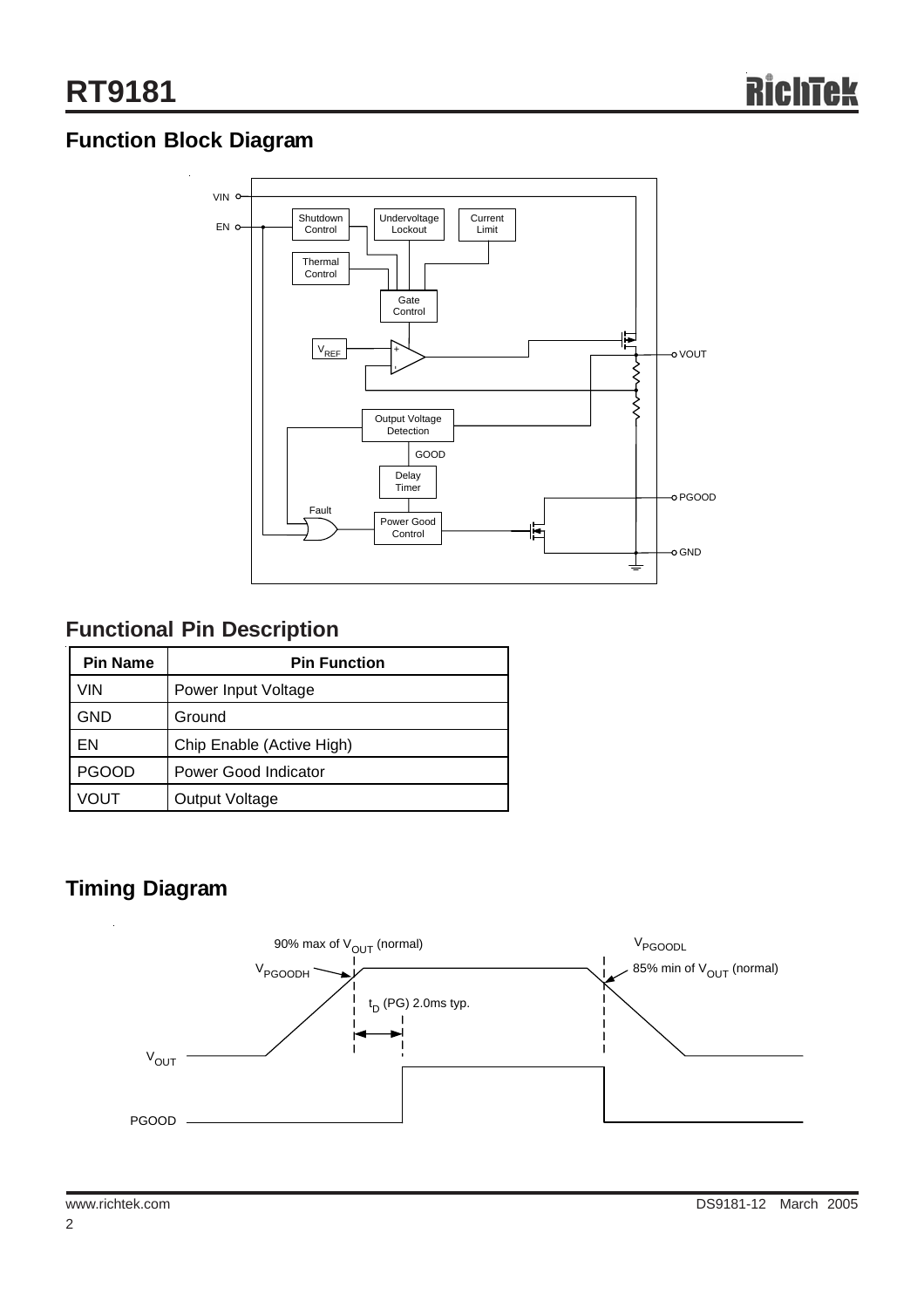## Function Block Diagram

VIN

EN

Shutdown Control

Undervoltage Lockout

Current Limit

Thermal Control

Gate Control

$V_{REF}$

+

-

VOUT

Output Voltage Detection

GOOD

Delay Timer

Fault

Power Good Control

PGOOD

GND

## Functional Pin Description

| Pin Name | Pin Function |
|---|---|
| VIN | Power Input Voltage |
| GND | Ground |
| EN | Chip Enable (Active High) |
| PGOOD | Power Good Indicator |
| VOUT | Output Voltage |

## Timing Diagram

90% max of $V_{OUT}$ (normal)

$V_{PGOODH}$

$V_{PGOODL}$

85% min of $V_{OUT}$ (normal)

$t_D$ (PG) 2.0ms typ.

$V_{OUT}$

PGOOD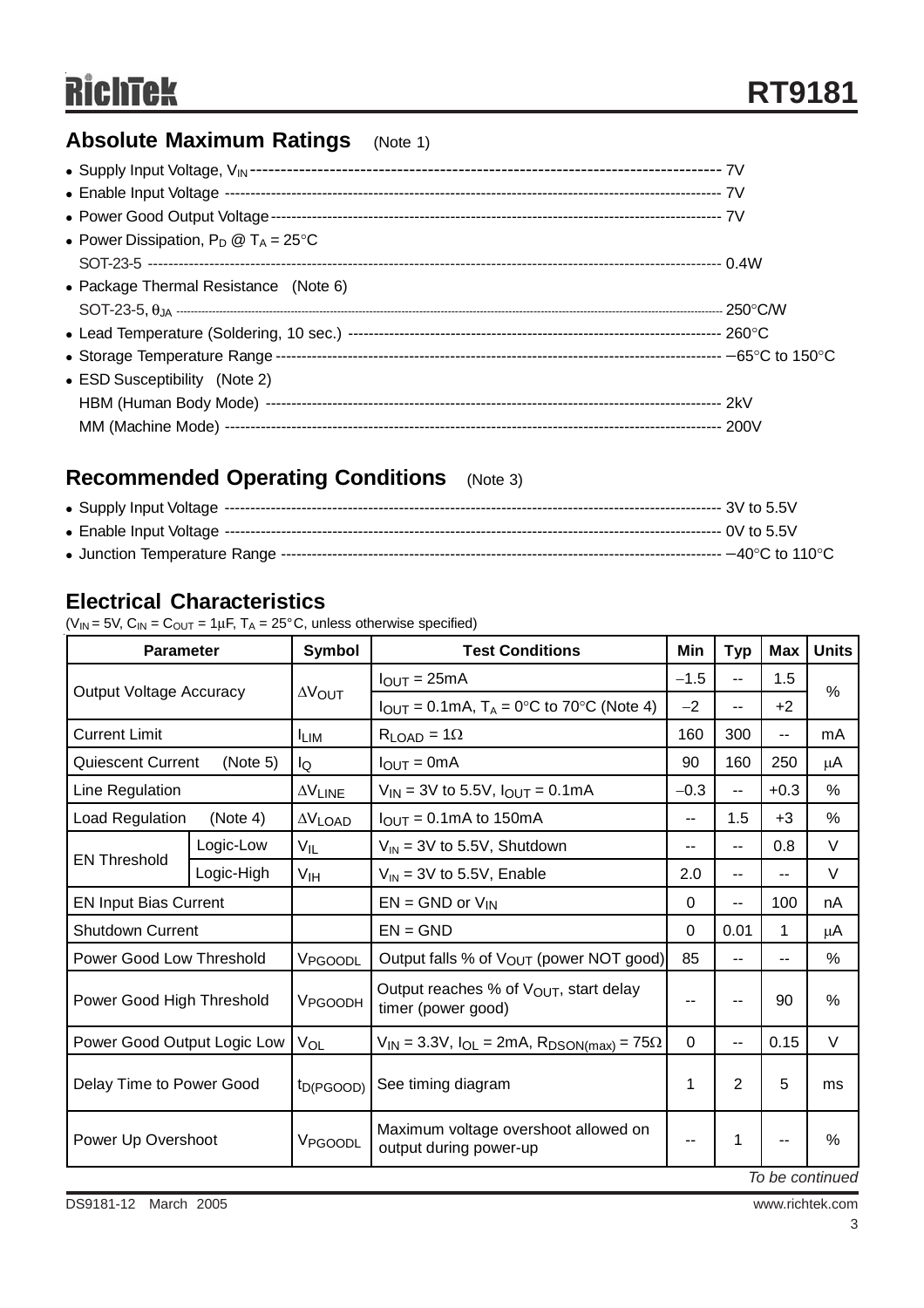## Absolute Maximum Ratings (Note 1)

- Supply Input Voltage, $V_{IN}$ ------------------------------------------------------------------------------- 7V
- Enable Input Voltage ------------------------------------------------------------------------------- 7V
- Power Good Output Voltage ------------------------------------------------------------------------------- 7V
- Power Dissipation, $P_D$ @ $T_A$ = 25°C
  SOT-23-5 ------------------------------------------------------------------------------- 0.4W
- Package Thermal Resistance (Note 6)
  SOT-23-5, $\theta_{JA}$ ------------------------------------------------------------------------------- 250°C/W
- Lead Temperature (Soldering, 10 sec.) ------------------------------------------------------------------------------- 260°C
- Storage Temperature Range ------------------------------------------------------------------------------- −65°C to 150°C
- ESD Susceptibility (Note 2)
  HBM (Human Body Mode) ------------------------------------------------------------------------------- 2kV
  MM (Machine Mode) ------------------------------------------------------------------------------- 200V

## Recommended Operating Conditions (Note 3)

- Supply Input Voltage ------------------------------------------------------------------------------- 3V to 5.5V
- Enable Input Voltage ------------------------------------------------------------------------------- 0V to 5.5V
- Junction Temperature Range ------------------------------------------------------------------------------- −40°C to 110°C

## Electrical Characteristics

($V_{IN}$ = 5V, $C_{IN}$ = $C_{OUT}$ = 1μF, $T_A$ = 25°C, unless otherwise specified)

| Parameter | | Symbol | Test Conditions | Min | Typ | Max | Units |
|---|---|---|---|---|---|---|---|
| Output Voltage Accuracy | | $\Delta V_{OUT}$ | $I_{OUT}$ = 25mA | −1.5 | -- | 1.5 | % |
| | | | $I_{OUT}$ = 0.1mA, $T_A$ = 0°C to 70°C (Note 4) | −2 | -- | +2 | |
| Current Limit | | $I_{LIM}$ | $R_{LOAD}$ = 1Ω | 160 | 300 | -- | mA |
| Quiescent Current (Note 5) | | $I_Q$ | $I_{OUT}$ = 0mA | 90 | 160 | 250 | μA |
| Line Regulation | | $\Delta V_{LINE}$ | $V_{IN}$ = 3V to 5.5V, $I_{OUT}$ = 0.1mA | −0.3 | -- | +0.3 | % |
| Load Regulation (Note 4) | | $\Delta V_{LOAD}$ | $I_{OUT}$ = 0.1mA to 150mA | -- | 1.5 | +3 | % |
| EN Threshold | Logic-Low | $V_{IL}$ | $V_{IN}$ = 3V to 5.5V, Shutdown | -- | -- | 0.8 | V |
| | Logic-High | $V_{IH}$ | $V_{IN}$ = 3V to 5.5V, Enable | 2.0 | -- | -- | V |
| EN Input Bias Current | | | EN = GND or $V_{IN}$ | 0 | -- | 100 | nA |
| Shutdown Current | | | EN = GND | 0 | 0.01 | 1 | μA |
| Power Good Low Threshold | | $V_{PGOODL}$ | Output falls % of $V_{OUT}$ (power NOT good) | 85 | -- | -- | % |
| Power Good High Threshold | | $V_{PGOODH}$ | Output reaches % of $V_{OUT}$, start delay timer (power good) | -- | -- | 90 | % |
| Power Good Output Logic Low | | $V_{OL}$ | $V_{IN}$ = 3.3V, $I_{OL}$ = 2mA, $R_{DSON(max)}$ = 75Ω | 0 | -- | 0.15 | V |
| Delay Time to Power Good | | $t_{D(PGOOD)}$ | See timing diagram | 1 | 2 | 5 | ms |
| Power Up Overshoot | | $V_{PGOODL}$ | Maximum voltage overshoot allowed on output during power-up | -- | 1 | -- | % |

*To be continued*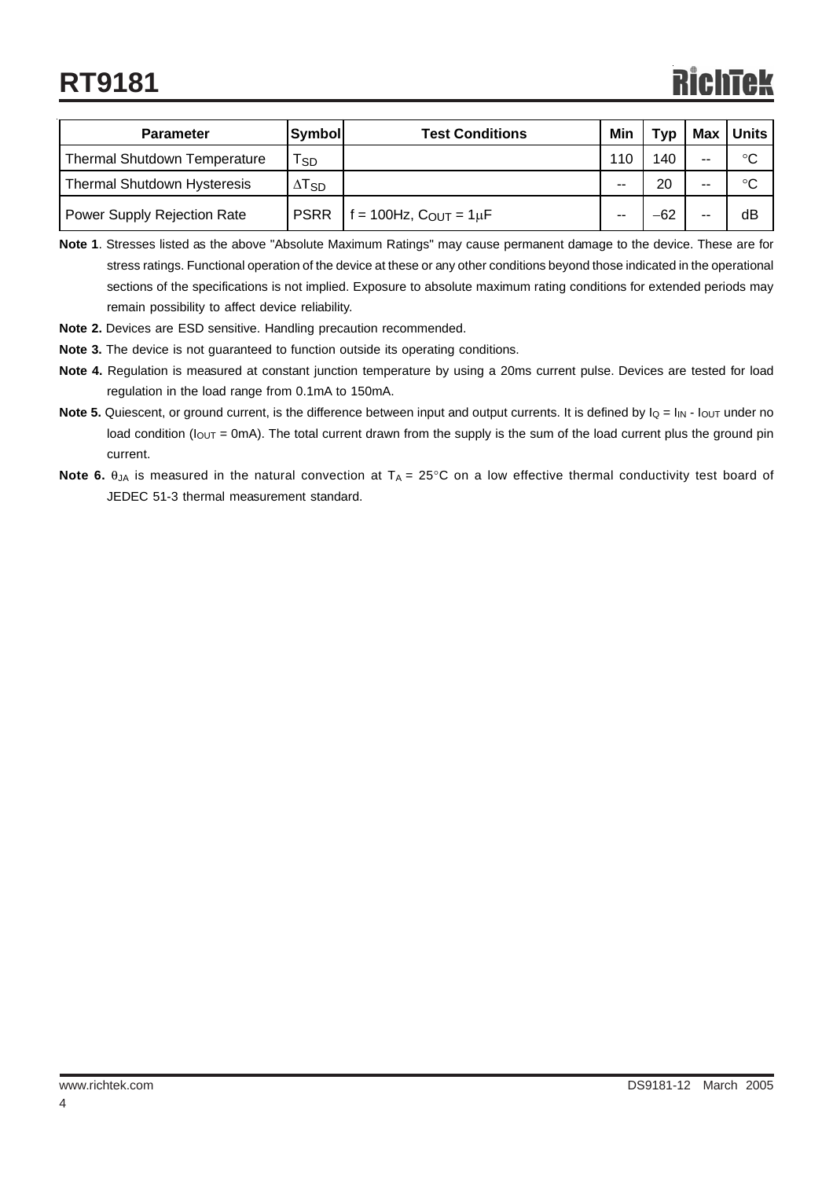| Parameter | Symbol | Test Conditions | Min | Typ | Max | Units |
|---|---|---|---|---|---|---|
| Thermal Shutdown Temperature | $T_{SD}$ | | 110 | 140 | -- | °C |
| Thermal Shutdown Hysteresis | $\Delta T_{SD}$ | | -- | 20 | -- | °C |
| Power Supply Rejection Rate | PSRR | f = 100Hz, $C_{OUT}$ = 1μF | -- | −62 | -- | dB |

**Note 1**. Stresses listed as the above "Absolute Maximum Ratings" may cause permanent damage to the device. These are for stress ratings. Functional operation of the device at these or any other conditions beyond those indicated in the operational sections of the specifications is not implied. Exposure to absolute maximum rating conditions for extended periods may remain possibility to affect device reliability.

**Note 2.** Devices are ESD sensitive. Handling precaution recommended.

**Note 3.** The device is not guaranteed to function outside its operating conditions.

**Note 4.** Regulation is measured at constant junction temperature by using a 20ms current pulse. Devices are tested for load regulation in the load range from 0.1mA to 150mA.

**Note 5.** Quiescent, or ground current, is the difference between input and output currents. It is defined by $I_Q = I_{IN} - I_{OUT}$ under no load condition ($I_{OUT}$ = 0mA). The total current drawn from the supply is the sum of the load current plus the ground pin current.

**Note 6.** $\theta_{JA}$ is measured in the natural convection at $T_A$ = 25°C on a low effective thermal conductivity test board of JEDEC 51-3 thermal measurement standard.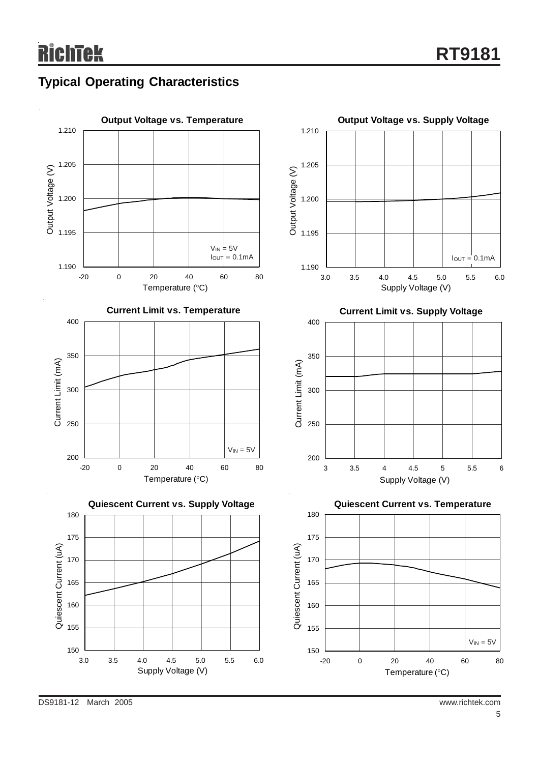## Typical Operating Characteristics

**Output Voltage vs. Temperature**

Output Voltage (V)

1.210
1.205
1.200
1.195
1.190

-20 0 20 40 60 80

Temperature (°C)

$V_{IN}$ = 5V
$I_{OUT}$ = 0.1mA

**Output Voltage vs. Supply Voltage**

Output Voltage (V)

1.210
1.205
1.200
1.195
1.190

3.0 3.5 4.0 4.5 5.0 5.5 6.0

Supply Voltage (V)

$I_{OUT}$ = 0.1mA

**Current Limit vs. Temperature**

Current Limit (mA)

400
350
300
250
200

-20 0 20 40 60 80

Temperature (°C)

$V_{IN}$ = 5V

**Current Limit vs. Supply Voltage**

Current Limit (mA)

400
350
300
250
200

3 3.5 4 4.5 5 5.5 6

Supply Voltage (V)

**Quiescent Current vs. Supply Voltage**

Quiescent Current (uA)

180
175
170
165
160
155
150

3.0 3.5 4.0 4.5 5.0 5.5 6.0

Supply Voltage (V)

**Quiescent Current vs. Temperature**

Quiescent Current (uA)

180
175
170
165
160
155
150

-20 0 20 40 60 80

Temperature (°C)

$V_{IN}$ = 5V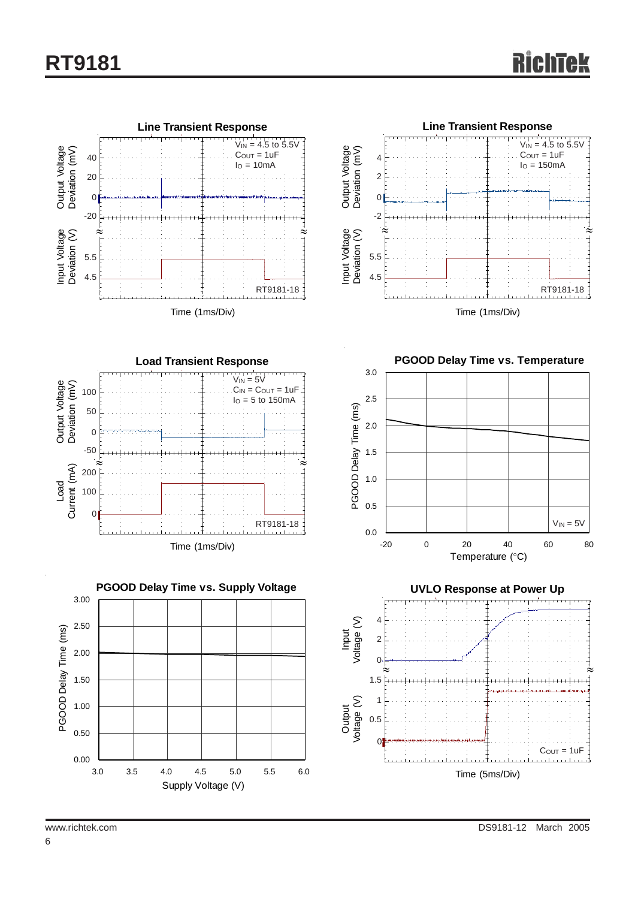**Line Transient Response**

Output Voltage Deviation (mV)

40
20
0
-20

Input Voltage Deviation (V)

5.5
4.5

$V_{IN}$ = 4.5 to 5.5V
$C_{OUT}$ = 1uF
$I_O$ = 10mA

RT9181-18

Time (1ms/Div)

**Line Transient Response**

Output Voltage Deviation (mV)

4
2
0
-2

Input Voltage Deviation (V)

5.5
4.5

$V_{IN}$ = 4.5 to 5.5V
$C_{OUT}$ = 1uF
$I_O$ = 150mA

RT9181-18

Time (1ms/Div)

**Load Transient Response**

Output Voltage Deviation (mV)

100
50
0
-50

Load Current (mA)

200
100
0

$V_{IN}$ = 5V
$C_{IN}$ = $C_{OUT}$ = 1uF
$I_O$ = 5 to 150mA

RT9181-18

Time (1ms/Div)

**PGOOD Delay Time vs. Temperature**

PGOOD Delay Time (ms)

3.0
2.5
2.0
1.5
1.0
0.5
0.0

-20 0 20 40 60 80

Temperature (°C)

$V_{IN}$ = 5V

**PGOOD Delay Time vs. Supply Voltage**

PGOOD Delay Time (ms)

3.00
2.50
2.00
1.50
1.00
0.50
0.00

3.0 3.5 4.0 4.5 5.0 5.5 6.0

Supply Voltage (V)

**UVLO Response at Power Up**

Input Voltage (V)

4
2
0

Output Voltage (V)

1.5
1
0.5
0

$C_{OUT}$ = 1uF

Time (5ms/Div)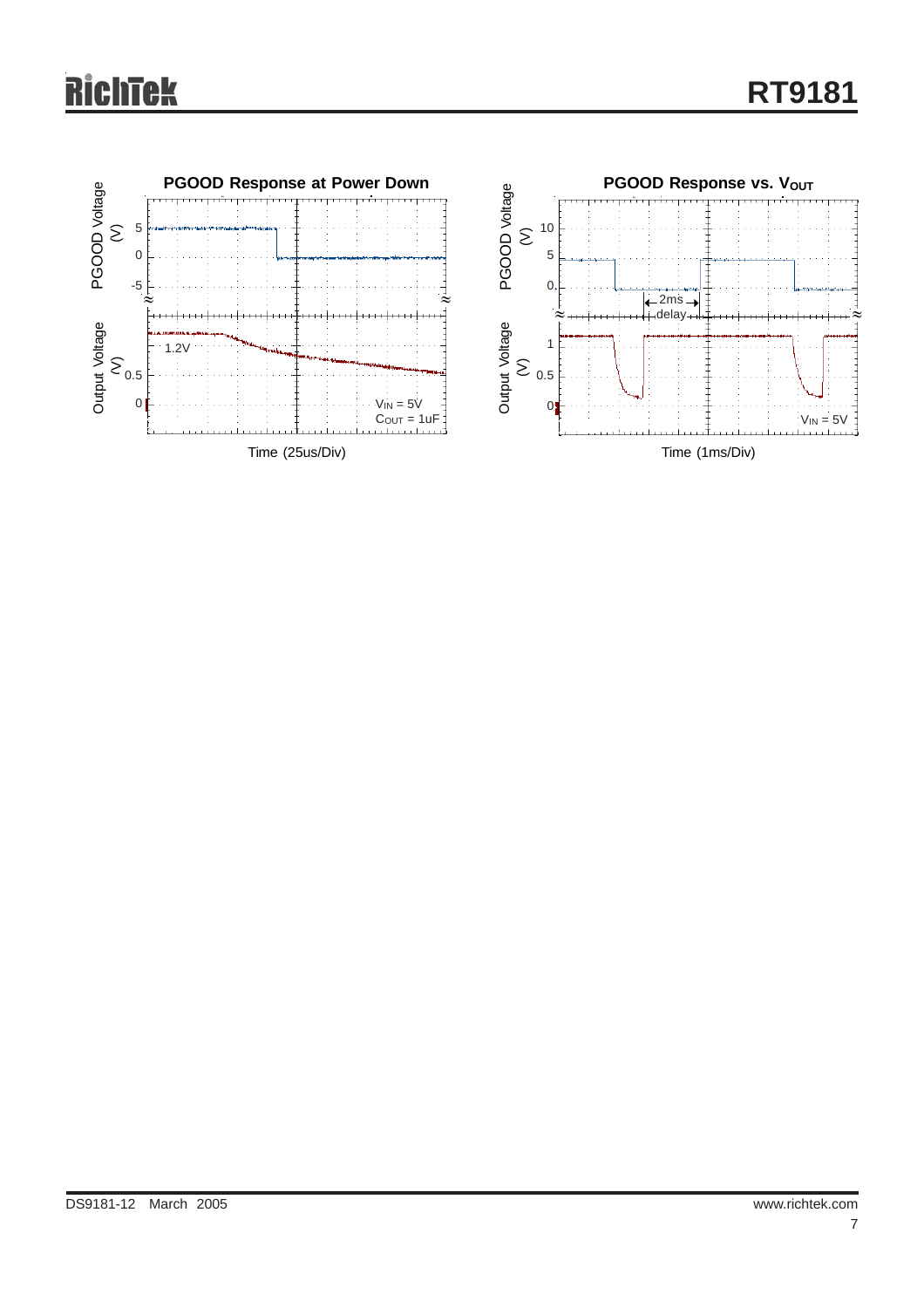PGOOD Response at Power Down

PGOOD Voltage (V)

5

0

-5

Output Voltage (V)

1.2V

0.5

0

$V_{IN}$ = 5V

$C_{OUT}$ = 1uF

Time (25us/Div)

PGOOD Response vs. $V_{OUT}$

PGOOD Voltage (V)

10

5

0

2ms delay

Output Voltage (V)

1

0.5

0

$V_{IN}$ = 5V

Time (1ms/Div)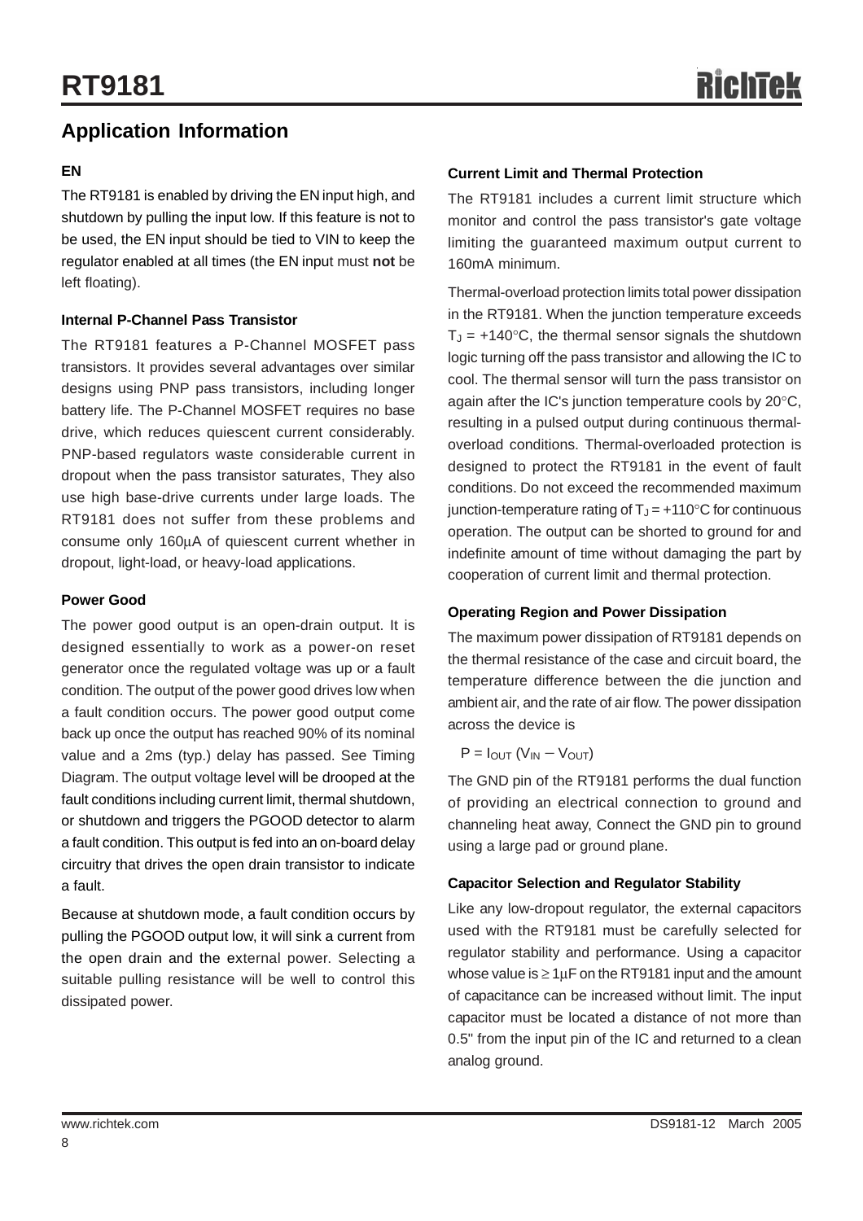## Application Information

### EN

The RT9181 is enabled by driving the EN input high, and shutdown by pulling the input low. If this feature is not to be used, the EN input should be tied to VIN to keep the regulator enabled at all times (the EN input must **not** be left floating).

### Internal P-Channel Pass Transistor

The RT9181 features a P-Channel MOSFET pass transistors. It provides several advantages over similar designs using PNP pass transistors, including longer battery life. The P-Channel MOSFET requires no base drive, which reduces quiescent current considerably. PNP-based regulators waste considerable current in dropout when the pass transistor saturates, They also use high base-drive currents under large loads. The RT9181 does not suffer from these problems and consume only 160μA of quiescent current whether in dropout, light-load, or heavy-load applications.

### Power Good

The power good output is an open-drain output. It is designed essentially to work as a power-on reset generator once the regulated voltage was up or a fault condition. The output of the power good drives low when a fault condition occurs. The power good output come back up once the output has reached 90% of its nominal value and a 2ms (typ.) delay has passed. See Timing Diagram. The output voltage level will be drooped at the fault conditions including current limit, thermal shutdown, or shutdown and triggers the PGOOD detector to alarm a fault condition. This output is fed into an on-board delay circuitry that drives the open drain transistor to indicate a fault.

Because at shutdown mode, a fault condition occurs by pulling the PGOOD output low, it will sink a current from the open drain and the external power. Selecting a suitable pulling resistance will be well to control this dissipated power.

### Current Limit and Thermal Protection

The RT9181 includes a current limit structure which monitor and control the pass transistor's gate voltage limiting the guaranteed maximum output current to 160mA minimum.

Thermal-overload protection limits total power dissipation in the RT9181. When the junction temperature exceeds $T_J$ = +140°C, the thermal sensor signals the shutdown logic turning off the pass transistor and allowing the IC to cool. The thermal sensor will turn the pass transistor on again after the IC's junction temperature cools by 20°C, resulting in a pulsed output during continuous thermal-overload conditions. Thermal-overloaded protection is designed to protect the RT9181 in the event of fault conditions. Do not exceed the recommended maximum junction-temperature rating of $T_J$ = +110°C for continuous operation. The output can be shorted to ground for and indefinite amount of time without damaging the part by cooperation of current limit and thermal protection.

### Operating Region and Power Dissipation

The maximum power dissipation of RT9181 depends on the thermal resistance of the case and circuit board, the temperature difference between the die junction and ambient air, and the rate of air flow. The power dissipation across the device is

$$P = I_{OUT}\ (V_{IN} - V_{OUT})$$

The GND pin of the RT9181 performs the dual function of providing an electrical connection to ground and channeling heat away, Connect the GND pin to ground using a large pad or ground plane.

### Capacitor Selection and Regulator Stability

Like any low-dropout regulator, the external capacitors used with the RT9181 must be carefully selected for regulator stability and performance. Using a capacitor whose value is ≥ 1μF on the RT9181 input and the amount of capacitance can be increased without limit. The input capacitor must be located a distance of not more than 0.5" from the input pin of the IC and returned to a clean analog ground.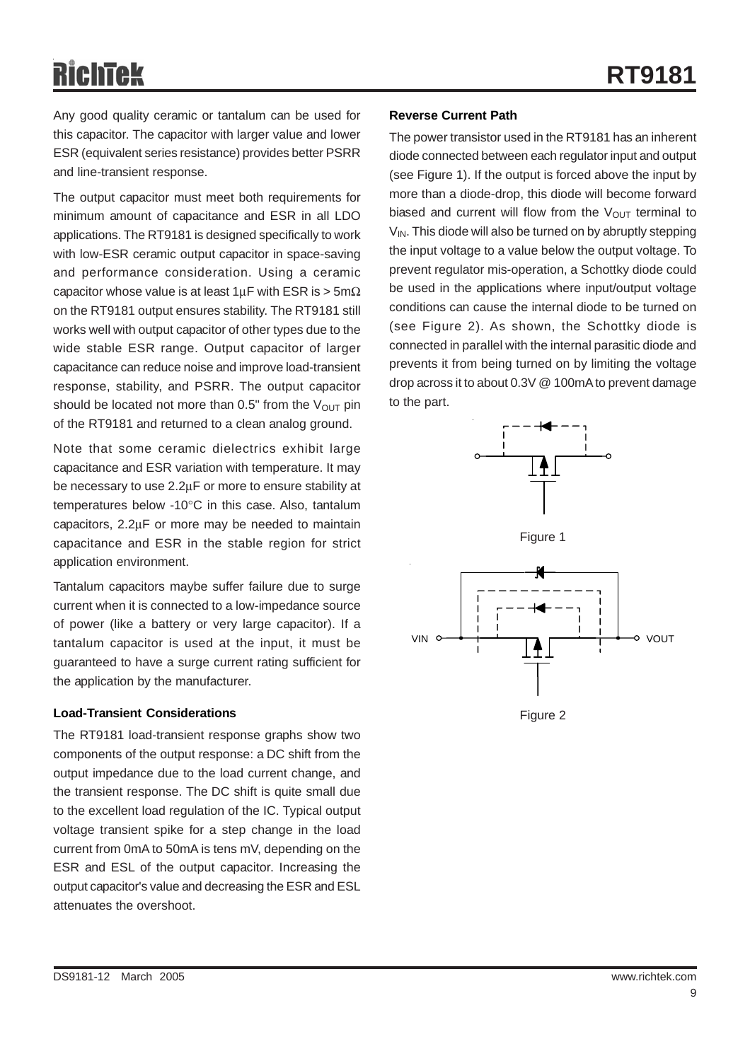Any good quality ceramic or tantalum can be used for this capacitor. The capacitor with larger value and lower ESR (equivalent series resistance) provides better PSRR and line-transient response.

The output capacitor must meet both requirements for minimum amount of capacitance and ESR in all LDO applications. The RT9181 is designed specifically to work with low-ESR ceramic output capacitor in space-saving and performance consideration. Using a ceramic capacitor whose value is at least 1μF with ESR is > 5mΩ on the RT9181 output ensures stability. The RT9181 still works well with output capacitor of other types due to the wide stable ESR range. Output capacitor of larger capacitance can reduce noise and improve load-transient response, stability, and PSRR. The output capacitor should be located not more than 0.5" from the $V_{OUT}$ pin of the RT9181 and returned to a clean analog ground.

Note that some ceramic dielectrics exhibit large capacitance and ESR variation with temperature. It may be necessary to use 2.2μF or more to ensure stability at temperatures below -10°C in this case. Also, tantalum capacitors, 2.2μF or more may be needed to maintain capacitance and ESR in the stable region for strict application environment.

Tantalum capacitors maybe suffer failure due to surge current when it is connected to a low-impedance source of power (like a battery or very large capacitor). If a tantalum capacitor is used at the input, it must be guaranteed to have a surge current rating sufficient for the application by the manufacturer.

**Load-Transient Considerations**

The RT9181 load-transient response graphs show two components of the output response: a DC shift from the output impedance due to the load current change, and the transient response. The DC shift is quite small due to the excellent load regulation of the IC. Typical output voltage transient spike for a step change in the load current from 0mA to 50mA is tens mV, depending on the ESR and ESL of the output capacitor. Increasing the output capacitor's value and decreasing the ESR and ESL attenuates the overshoot.

**Reverse Current Path**

The power transistor used in the RT9181 has an inherent diode connected between each regulator input and output (see Figure 1). If the output is forced above the input by more than a diode-drop, this diode will become forward biased and current will flow from the $V_{OUT}$ terminal to $V_{IN}$. This diode will also be turned on by abruptly stepping the input voltage to a value below the output voltage. To prevent regulator mis-operation, a Schottky diode could be used in the applications where input/output voltage conditions can cause the internal diode to be turned on (see Figure 2). As shown, the Schottky diode is connected in parallel with the internal parasitic diode and prevents it from being turned on by limiting the voltage drop across it to about 0.3V @ 100mA to prevent damage to the part.

Figure 1

VIN

VOUT

Figure 2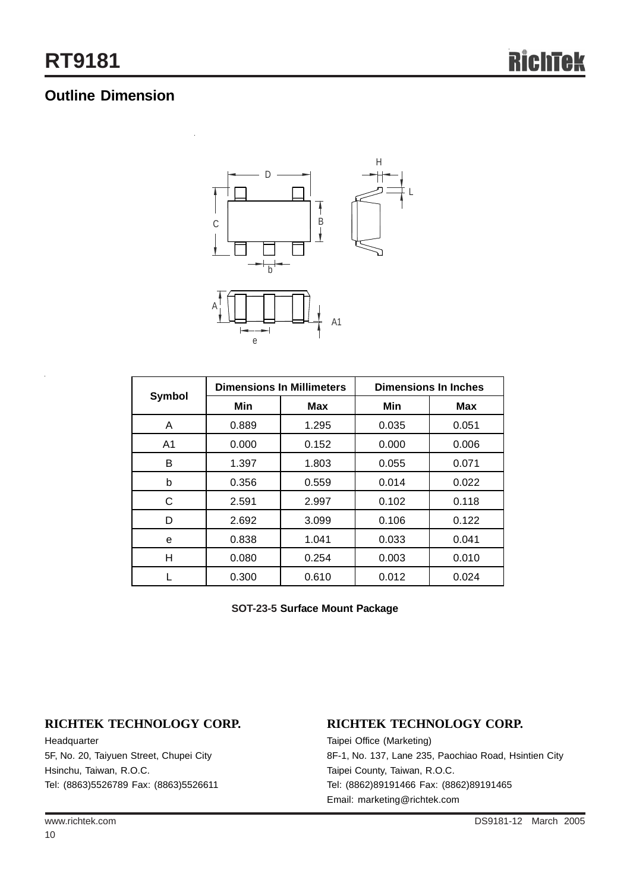## Outline Dimension

H

D

L

C

B

b

A

A1

e

| Symbol | Dimensions In Millimeters | | Dimensions In Inches | |
|---|---|---|---|---|
| | Min | Max | Min | Max |
| A | 0.889 | 1.295 | 0.035 | 0.051 |
| A1 | 0.000 | 0.152 | 0.000 | 0.006 |
| B | 1.397 | 1.803 | 0.055 | 0.071 |
| b | 0.356 | 0.559 | 0.014 | 0.022 |
| C | 2.591 | 2.997 | 0.102 | 0.118 |
| D | 2.692 | 3.099 | 0.106 | 0.122 |
| e | 0.838 | 1.041 | 0.033 | 0.041 |
| H | 0.080 | 0.254 | 0.003 | 0.010 |
| L | 0.300 | 0.610 | 0.012 | 0.024 |

**SOT-23-5 Surface Mount Package**

**RICHTEK TECHNOLOGY CORP.**

Headquarter
5F, No. 20, Taiyuen Street, Chupei City
Hsinchu, Taiwan, R.O.C.
Tel: (8863)5526789 Fax: (8863)5526611

**RICHTEK TECHNOLOGY CORP.**

Taipei Office (Marketing)
8F-1, No. 137, Lane 235, Paochiao Road, Hsintien City
Taipei County, Taiwan, R.O.C.
Tel: (8862)89191466 Fax: (8862)89191465
Email: marketing@richtek.com